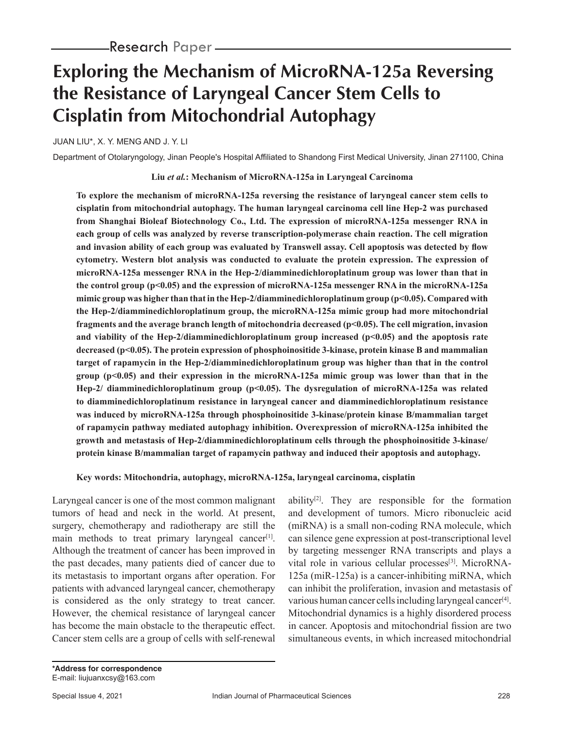Research Paper

# Exploring the Mechanism of MicroRNA-125a Reversing the Resistance of Laryngeal Cancer Stem Cells to Cisplatin from Mitochondrial Autophagy

JUAN LIU*, X. Y. MENG AND J. Y. LI

Department of Otolaryngology, Jinan People's Hospital Affiliated to Shandong First Medical University, Jinan 271100, China

**Liu *et al.*: Mechanism of MicroRNA-125a in Laryngeal Carcinoma**

**To explore the mechanism of microRNA-125a reversing the resistance of laryngeal cancer stem cells to cisplatin from mitochondrial autophagy. The human laryngeal carcinoma cell line Hep-2 was purchased from Shanghai Bioleaf Biotechnology Co., Ltd. The expression of microRNA-125a messenger RNA in each group of cells was analyzed by reverse transcription-polymerase chain reaction. The cell migration and invasion ability of each group was evaluated by Transwell assay. Cell apoptosis was detected by flow cytometry. Western blot analysis was conducted to evaluate the protein expression. The expression of microRNA-125a messenger RNA in the Hep-2/diamminedichloroplatinum group was lower than that in the control group ($p<0.05$) and the expression of microRNA-125a messenger RNA in the microRNA-125a mimic group was higher than that in the Hep-2/diamminedichloroplatinum group ($p<0.05$). Compared with the Hep-2/diamminedichloroplatinum group, the microRNA-125a mimic group had more mitochondrial fragments and the average branch length of mitochondria decreased ($p<0.05$). The cell migration, invasion and viability of the Hep-2/diamminedichloroplatinum group increased ($p<0.05$) and the apoptosis rate decreased ($p<0.05$). The protein expression of phosphoinositide 3-kinase, protein kinase B and mammalian target of rapamycin in the Hep-2/diamminedichloroplatinum group was higher than that in the control group ($p<0.05$) and their expression in the microRNA-125a mimic group was lower than that in the Hep-2/ diamminedichloroplatinum group ($p<0.05$). The dysregulation of microRNA-125a was related to diamminedichloroplatinum resistance in laryngeal cancer and diamminedichloroplatinum resistance was induced by microRNA-125a through phosphoinositide 3-kinase/protein kinase B/mammalian target of rapamycin pathway mediated autophagy inhibition. Overexpression of microRNA-125a inhibited the growth and metastasis of Hep-2/diamminedichloroplatinum cells through the phosphoinositide 3-kinase/ protein kinase B/mammalian target of rapamycin pathway and induced their apoptosis and autophagy.**

**Key words: Mitochondria, autophagy, microRNA-125a, laryngeal carcinoma, cisplatin**

Laryngeal cancer is one of the most common malignant tumors of head and neck in the world. At present, surgery, chemotherapy and radiotherapy are still the main methods to treat primary laryngeal cancer[1]. Although the treatment of cancer has been improved in the past decades, many patients died of cancer due to its metastasis to important organs after operation. For patients with advanced laryngeal cancer, chemotherapy is considered as the only strategy to treat cancer. However, the chemical resistance of laryngeal cancer has become the main obstacle to the therapeutic effect. Cancer stem cells are a group of cells with self-renewal ability[2]. They are responsible for the formation and development of tumors. Micro ribonucleic acid (miRNA) is a small non-coding RNA molecule, which can silence gene expression at post-transcriptional level by targeting messenger RNA transcripts and plays a vital role in various cellular processes[3]. MicroRNA-125a (miR-125a) is a cancer-inhibiting miRNA, which can inhibit the proliferation, invasion and metastasis of various human cancer cells including laryngeal cancer[4]. Mitochondrial dynamics is a highly disordered process in cancer. Apoptosis and mitochondrial fission are two simultaneous events, in which increased mitochondrial

**\*Address for correspondence**
E-mail: liujuanxcsy@163.com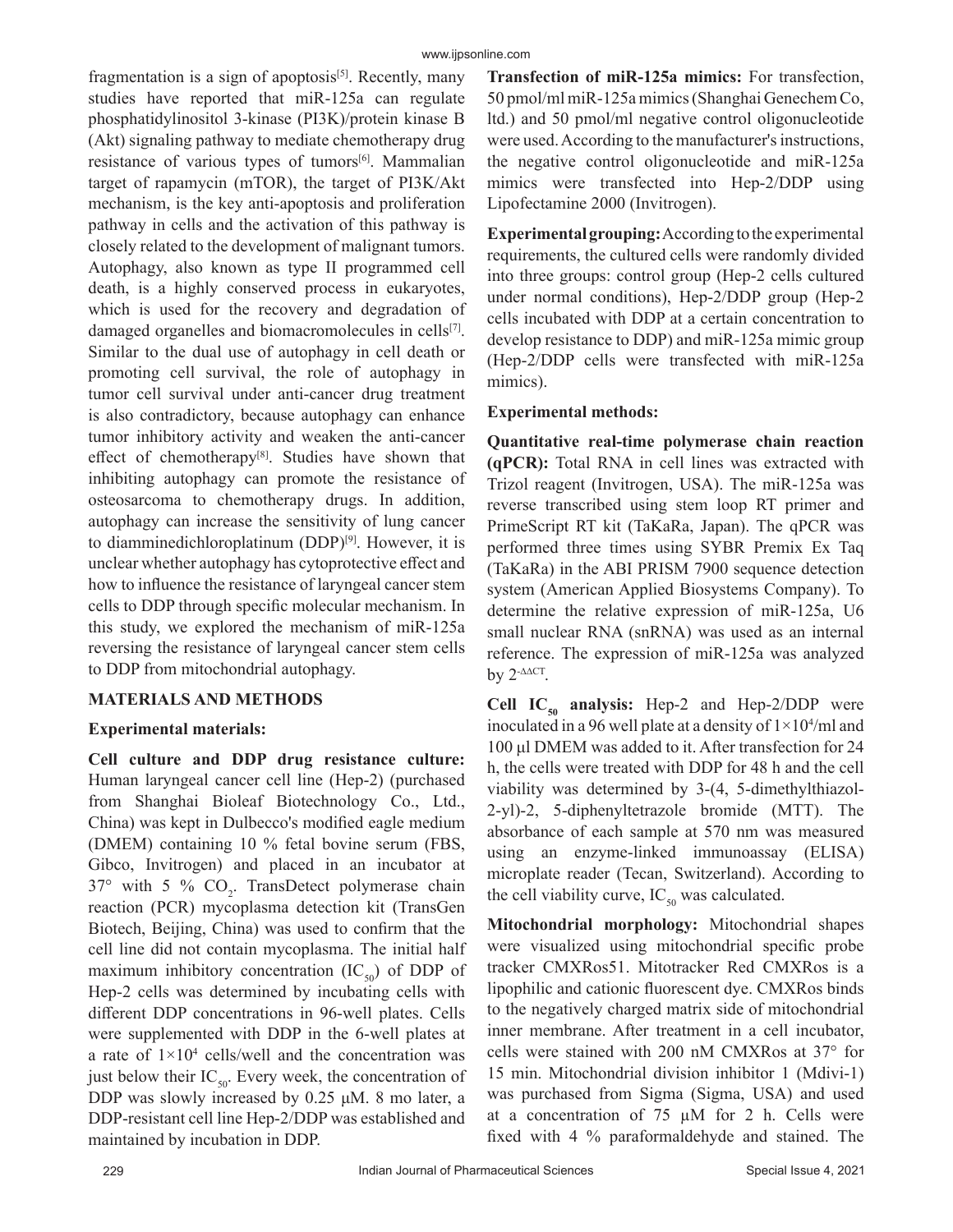fragmentation is a sign of apoptosis[5]. Recently, many studies have reported that miR-125a can regulate phosphatidylinositol 3-kinase (PI3K)/protein kinase B (Akt) signaling pathway to mediate chemotherapy drug resistance of various types of tumors[6]. Mammalian target of rapamycin (mTOR), the target of PI3K/Akt mechanism, is the key anti-apoptosis and proliferation pathway in cells and the activation of this pathway is closely related to the development of malignant tumors. Autophagy, also known as type II programmed cell death, is a highly conserved process in eukaryotes, which is used for the recovery and degradation of damaged organelles and biomacromolecules in cells[7]. Similar to the dual use of autophagy in cell death or promoting cell survival, the role of autophagy in tumor cell survival under anti-cancer drug treatment is also contradictory, because autophagy can enhance tumor inhibitory activity and weaken the anti-cancer effect of chemotherapy[8]. Studies have shown that inhibiting autophagy can promote the resistance of osteosarcoma to chemotherapy drugs. In addition, autophagy can increase the sensitivity of lung cancer to diamminedichloroplatinum (DDP)[9]. However, it is unclear whether autophagy has cytoprotective effect and how to influence the resistance of laryngeal cancer stem cells to DDP through specific molecular mechanism. In this study, we explored the mechanism of miR-125a reversing the resistance of laryngeal cancer stem cells to DDP from mitochondrial autophagy.

## MATERIALS AND METHODS

### Experimental materials:

**Cell culture and DDP drug resistance culture:** Human laryngeal cancer cell line (Hep-2) (purchased from Shanghai Bioleaf Biotechnology Co., Ltd., China) was kept in Dulbecco's modified eagle medium (DMEM) containing 10 % fetal bovine serum (FBS, Gibco, Invitrogen) and placed in an incubator at 37° with 5 % $CO_2$. TransDetect polymerase chain reaction (PCR) mycoplasma detection kit (TransGen Biotech, Beijing, China) was used to confirm that the cell line did not contain mycoplasma. The initial half maximum inhibitory concentration ($IC_{50}$) of DDP of Hep-2 cells was determined by incubating cells with different DDP concentrations in 96-well plates. Cells were supplemented with DDP in the 6-well plates at a rate of $1\times10^4$ cells/well and the concentration was just below their $IC_{50}$. Every week, the concentration of DDP was slowly increased by 0.25 μM. 8 mo later, a DDP-resistant cell line Hep-2/DDP was established and maintained by incubation in DDP.

**Transfection of miR-125a mimics:** For transfection, 50 pmol/ml miR-125a mimics (Shanghai Genechem Co, ltd.) and 50 pmol/ml negative control oligonucleotide were used. According to the manufacturer's instructions, the negative control oligonucleotide and miR-125a mimics were transfected into Hep-2/DDP using Lipofectamine 2000 (Invitrogen).

**Experimental grouping:** According to the experimental requirements, the cultured cells were randomly divided into three groups: control group (Hep-2 cells cultured under normal conditions), Hep-2/DDP group (Hep-2 cells incubated with DDP at a certain concentration to develop resistance to DDP) and miR-125a mimic group (Hep-2/DDP cells were transfected with miR-125a mimics).

### Experimental methods:

**Quantitative real-time polymerase chain reaction (qPCR):** Total RNA in cell lines was extracted with Trizol reagent (Invitrogen, USA). The miR-125a was reverse transcribed using stem loop RT primer and PrimeScript RT kit (TaKaRa, Japan). The qPCR was performed three times using SYBR Premix Ex Taq (TaKaRa) in the ABI PRISM 7900 sequence detection system (American Applied Biosystems Company). To determine the relative expression of miR-125a, U6 small nuclear RNA (snRNA) was used as an internal reference. The expression of miR-125a was analyzed by $2^{-\Delta\Delta CT}$.

**Cell $IC_{50}$ analysis:** Hep-2 and Hep-2/DDP were inoculated in a 96 well plate at a density of $1\times10^4$/ml and 100 μl DMEM was added to it. After transfection for 24 h, the cells were treated with DDP for 48 h and the cell viability was determined by 3-(4, 5-dimethylthiazol-2-yl)-2, 5-diphenyltetrazole bromide (MTT). The absorbance of each sample at 570 nm was measured using an enzyme-linked immunoassay (ELISA) microplate reader (Tecan, Switzerland). According to the cell viability curve, $IC_{50}$ was calculated.

**Mitochondrial morphology:** Mitochondrial shapes were visualized using mitochondrial specific probe tracker CMXRos51. Mitotracker Red CMXRos is a lipophilic and cationic fluorescent dye. CMXRos binds to the negatively charged matrix side of mitochondrial inner membrane. After treatment in a cell incubator, cells were stained with 200 nM CMXRos at 37° for 15 min. Mitochondrial division inhibitor 1 (Mdivi-1) was purchased from Sigma (Sigma, USA) and used at a concentration of 75 μM for 2 h. Cells were fixed with 4 % paraformaldehyde and stained. The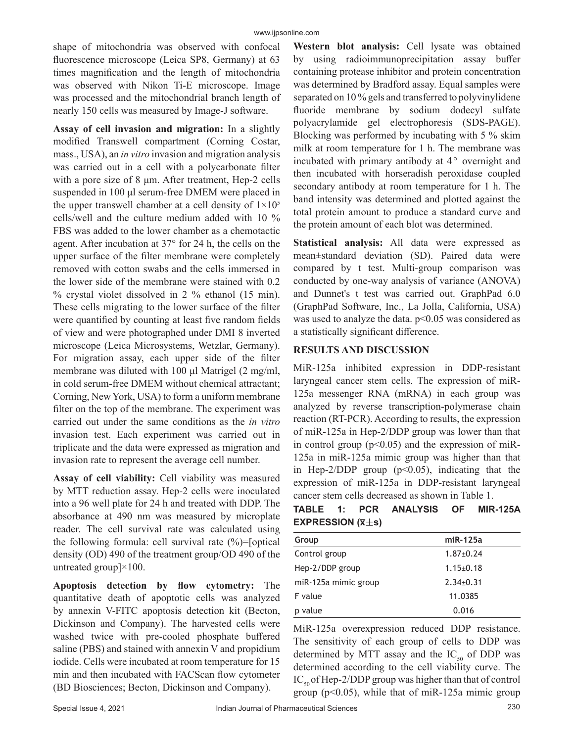shape of mitochondria was observed with confocal fluorescence microscope (Leica SP8, Germany) at 63 times magnification and the length of mitochondria was observed with Nikon Ti-E microscope. Image was processed and the mitochondrial branch length of nearly 150 cells was measured by Image-J software.

**Assay of cell invasion and migration:** In a slightly modified Transwell compartment (Corning Costar, mass., USA), an *in vitro* invasion and migration analysis was carried out in a cell with a polycarbonate filter with a pore size of 8 μm. After treatment, Hep-2 cells suspended in 100 μl serum-free DMEM were placed in the upper transwell chamber at a cell density of $1\times10^5$ cells/well and the culture medium added with 10 % FBS was added to the lower chamber as a chemotactic agent. After incubation at 37° for 24 h, the cells on the upper surface of the filter membrane were completely removed with cotton swabs and the cells immersed in the lower side of the membrane were stained with 0.2 % crystal violet dissolved in 2 % ethanol (15 min). These cells migrating to the lower surface of the filter were quantified by counting at least five random fields of view and were photographed under DMI 8 inverted microscope (Leica Microsystems, Wetzlar, Germany). For migration assay, each upper side of the filter membrane was diluted with 100 μl Matrigel (2 mg/ml, in cold serum-free DMEM without chemical attractant; Corning, New York, USA) to form a uniform membrane filter on the top of the membrane. The experiment was carried out under the same conditions as the *in vitro* invasion test. Each experiment was carried out in triplicate and the data were expressed as migration and invasion rate to represent the average cell number.

**Assay of cell viability:** Cell viability was measured by MTT reduction assay. Hep-2 cells were inoculated into a 96 well plate for 24 h and treated with DDP. The absorbance at 490 nm was measured by microplate reader. The cell survival rate was calculated using the following formula: cell survival rate (%)=[optical density (OD) 490 of the treatment group/OD 490 of the untreated group]×100.

**Apoptosis detection by flow cytometry:** The quantitative death of apoptotic cells was analyzed by annexin V-FITC apoptosis detection kit (Becton, Dickinson and Company). The harvested cells were washed twice with pre-cooled phosphate buffered saline (PBS) and stained with annexin V and propidium iodide. Cells were incubated at room temperature for 15 min and then incubated with FACScan flow cytometer (BD Biosciences; Becton, Dickinson and Company).

**Western blot analysis:** Cell lysate was obtained by using radioimmunoprecipitation assay buffer containing protease inhibitor and protein concentration was determined by Bradford assay. Equal samples were separated on 10 % gels and transferred to polyvinylidene fluoride membrane by sodium dodecyl sulfate polyacrylamide gel electrophoresis (SDS-PAGE). Blocking was performed by incubating with 5 % skim milk at room temperature for 1 h. The membrane was incubated with primary antibody at 4° overnight and then incubated with horseradish peroxidase coupled secondary antibody at room temperature for 1 h. The band intensity was determined and plotted against the total protein amount to produce a standard curve and the protein amount of each blot was determined.

**Statistical analysis:** All data were expressed as mean±standard deviation (SD). Paired data were compared by t test. Multi-group comparison was conducted by one-way analysis of variance (ANOVA) and Dunnet's t test was carried out. GraphPad 6.0 (GraphPad Software, Inc., La Jolla, California, USA) was used to analyze the data. $p<0.05$ was considered as a statistically significant difference.

## RESULTS AND DISCUSSION

MiR-125a inhibited expression in DDP-resistant laryngeal cancer stem cells. The expression of miR-125a messenger RNA (mRNA) in each group was analyzed by reverse transcription-polymerase chain reaction (RT-PCR). According to results, the expression of miR-125a in Hep-2/DDP group was lower than that in control group ($p<0.05$) and the expression of miR-125a in miR-125a mimic group was higher than that in Hep-2/DDP group ($p<0.05$), indicating that the expression of miR-125a in DDP-resistant laryngeal cancer stem cells decreased as shown in Table 1.

**TABLE 1: PCR ANALYSIS OF MIR-125A EXPRESSION ($\bar{x}\pm s$)**

| Group | miR-125a |
|---|---|
| Control group | 1.87±0.24 |
| Hep-2/DDP group | 1.15±0.18 |
| miR-125a mimic group | 2.34±0.31 |
| F value | 11.0385 |
| p value | 0.016 |

MiR-125a overexpression reduced DDP resistance. The sensitivity of each group of cells to DDP was determined by MTT assay and the $IC_{50}$ of DDP was determined according to the cell viability curve. The $IC_{50}$ of Hep-2/DDP group was higher than that of control group ($p<0.05$), while that of miR-125a mimic group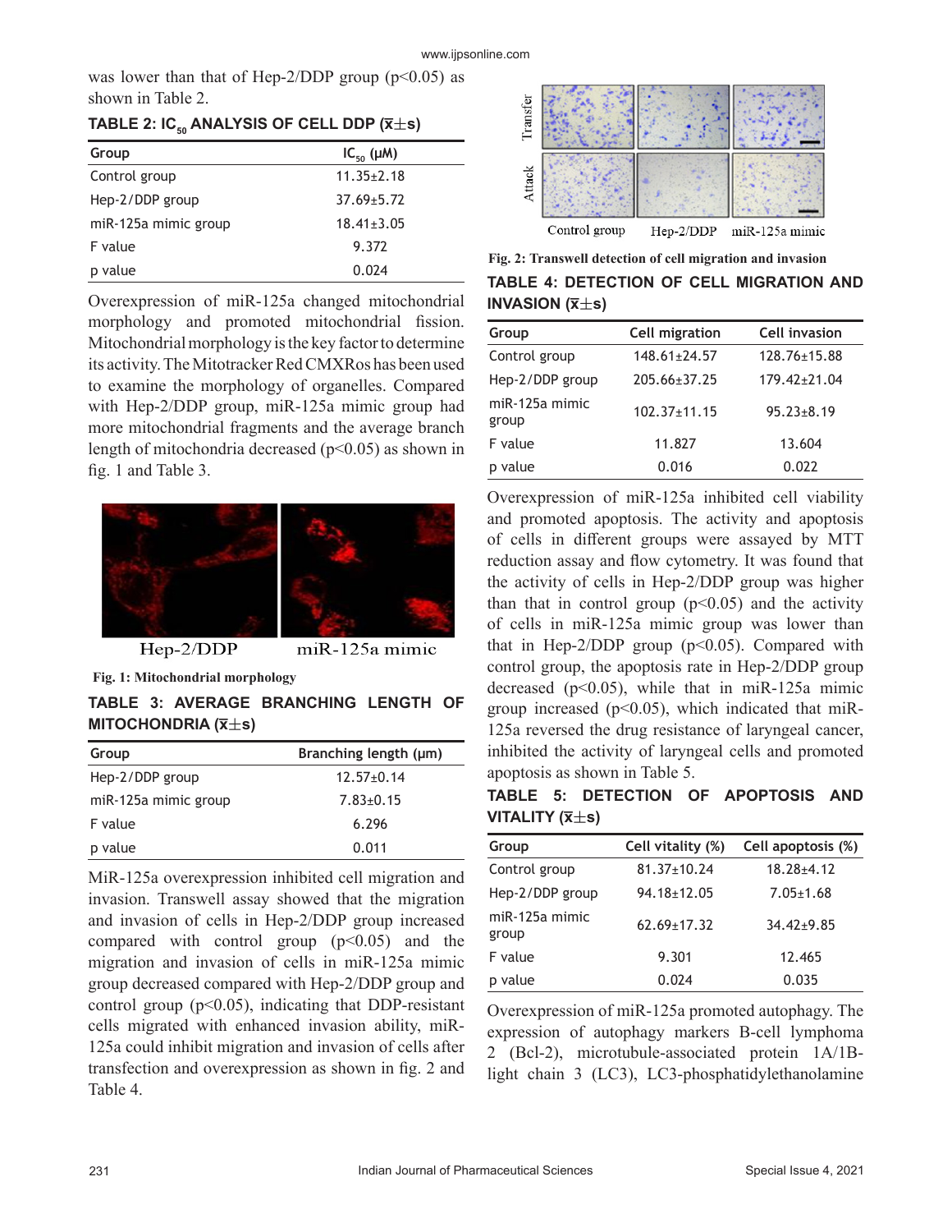was lower than that of Hep-2/DDP group ($p<0.05$) as shown in Table 2.

**TABLE 2: $IC_{50}$ ANALYSIS OF CELL DDP ($\bar{x}\pm s$)**

| Group | $IC_{50}$ (μM) |
|---|---|
| Control group | 11.35±2.18 |
| Hep-2/DDP group | 37.69±5.72 |
| miR-125a mimic group | 18.41±3.05 |
| F value | 9.372 |
| p value | 0.024 |

Overexpression of miR-125a changed mitochondrial morphology and promoted mitochondrial fission. Mitochondrial morphology is the key factor to determine its activity. The Mitotracker Red CMXRos has been used to examine the morphology of organelles. Compared with Hep-2/DDP group, miR-125a mimic group had more mitochondrial fragments and the average branch length of mitochondria decreased ($p<0.05$) as shown in fig. 1 and Table 3.

Fig. 1: Mitochondrial morphology

**TABLE 3: AVERAGE BRANCHING LENGTH OF MITOCHONDRIA ($\bar{x}\pm s$)**

| Group | Branching length (μm) |
|---|---|
| Hep-2/DDP group | 12.57±0.14 |
| miR-125a mimic group | 7.83±0.15 |
| F value | 6.296 |
| p value | 0.011 |

MiR-125a overexpression inhibited cell migration and invasion. Transwell assay showed that the migration and invasion of cells in Hep-2/DDP group increased compared with control group ($p<0.05$) and the migration and invasion of cells in miR-125a mimic group decreased compared with Hep-2/DDP group and control group ($p<0.05$), indicating that DDP-resistant cells migrated with enhanced invasion ability, miR-125a could inhibit migration and invasion of cells after transfection and overexpression as shown in fig. 2 and Table 4.

Fig. 2: Transwell detection of cell migration and invasion

**TABLE 4: DETECTION OF CELL MIGRATION AND INVASION ($\bar{x}\pm s$)**

| Group | Cell migration | Cell invasion |
|---|---|---|
| Control group | 148.61±24.57 | 128.76±15.88 |
| Hep-2/DDP group | 205.66±37.25 | 179.42±21.04 |
| miR-125a mimic group | 102.37±11.15 | 95.23±8.19 |
| F value | 11.827 | 13.604 |
| p value | 0.016 | 0.022 |

Overexpression of miR-125a inhibited cell viability and promoted apoptosis. The activity and apoptosis of cells in different groups were assayed by MTT reduction assay and flow cytometry. It was found that the activity of cells in Hep-2/DDP group was higher than that in control group ($p<0.05$) and the activity of cells in miR-125a mimic group was lower than that in Hep-2/DDP group ($p<0.05$). Compared with control group, the apoptosis rate in Hep-2/DDP group decreased ($p<0.05$), while that in miR-125a mimic group increased ($p<0.05$), which indicated that miR-125a reversed the drug resistance of laryngeal cancer, inhibited the activity of laryngeal cells and promoted apoptosis as shown in Table 5.

**TABLE 5: DETECTION OF APOPTOSIS AND VITALITY ($\bar{x}\pm s$)**

| Group | Cell vitality (%) | Cell apoptosis (%) |
|---|---|---|
| Control group | 81.37±10.24 | 18.28±4.12 |
| Hep-2/DDP group | 94.18±12.05 | 7.05±1.68 |
| miR-125a mimic group | 62.69±17.32 | 34.42±9.85 |
| F value | 9.301 | 12.465 |
| p value | 0.024 | 0.035 |

Overexpression of miR-125a promoted autophagy. The expression of autophagy markers B-cell lymphoma 2 (Bcl-2), microtubule-associated protein 1A/1B-light chain 3 (LC3), LC3-phosphatidylethanolamine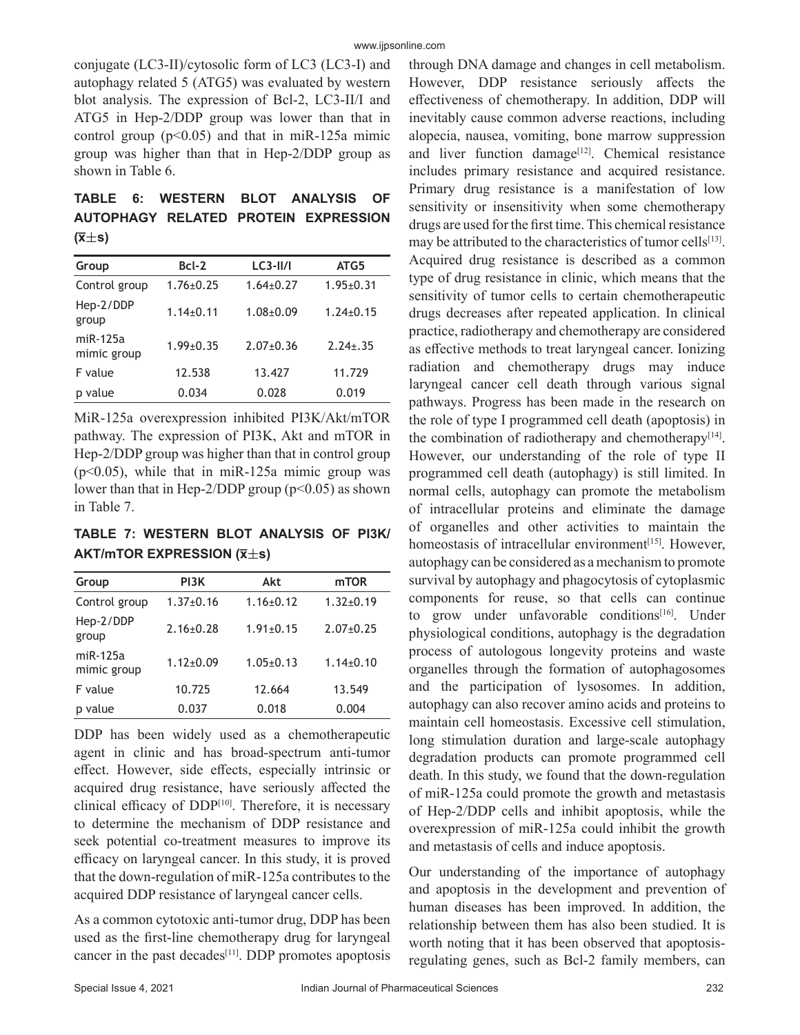conjugate (LC3-II)/cytosolic form of LC3 (LC3-I) and autophagy related 5 (ATG5) was evaluated by western blot analysis. The expression of Bcl-2, LC3-II/I and ATG5 in Hep-2/DDP group was lower than that in control group ($p<0.05$) and that in miR-125a mimic group was higher than that in Hep-2/DDP group as shown in Table 6.

**TABLE 6: WESTERN BLOT ANALYSIS OF AUTOPHAGY RELATED PROTEIN EXPRESSION ($\bar{x}\pm s$)**

| Group | Bcl-2 | LC3-II/I | ATG5 |
|---|---|---|---|
| Control group | 1.76±0.25 | 1.64±0.27 | 1.95±0.31 |
| Hep-2/DDP group | 1.14±0.11 | 1.08±0.09 | 1.24±0.15 |
| miR-125a mimic group | 1.99±0.35 | 2.07±0.36 | 2.24±.35 |
| F value | 12.538 | 13.427 | 11.729 |
| p value | 0.034 | 0.028 | 0.019 |

MiR-125a overexpression inhibited PI3K/Akt/mTOR pathway. The expression of PI3K, Akt and mTOR in Hep-2/DDP group was higher than that in control group ($p<0.05$), while that in miR-125a mimic group was lower than that in Hep-2/DDP group ($p<0.05$) as shown in Table 7.

**TABLE 7: WESTERN BLOT ANALYSIS OF PI3K/AKT/mTOR EXPRESSION ($\bar{x}\pm s$)**

| Group | PI3K | Akt | mTOR |
|---|---|---|---|
| Control group | 1.37±0.16 | 1.16±0.12 | 1.32±0.19 |
| Hep-2/DDP group | 2.16±0.28 | 1.91±0.15 | 2.07±0.25 |
| miR-125a mimic group | 1.12±0.09 | 1.05±0.13 | 1.14±0.10 |
| F value | 10.725 | 12.664 | 13.549 |
| p value | 0.037 | 0.018 | 0.004 |

DDP has been widely used as a chemotherapeutic agent in clinic and has broad-spectrum anti-tumor effect. However, side effects, especially intrinsic or acquired drug resistance, have seriously affected the clinical efficacy of DDP[10]. Therefore, it is necessary to determine the mechanism of DDP resistance and seek potential co-treatment measures to improve its efficacy on laryngeal cancer. In this study, it is proved that the down-regulation of miR-125a contributes to the acquired DDP resistance of laryngeal cancer cells.

As a common cytotoxic anti-tumor drug, DDP has been used as the first-line chemotherapy drug for laryngeal cancer in the past decades[11]. DDP promotes apoptosis through DNA damage and changes in cell metabolism. However, DDP resistance seriously affects the effectiveness of chemotherapy. In addition, DDP will inevitably cause common adverse reactions, including alopecia, nausea, vomiting, bone marrow suppression and liver function damage[12]. Chemical resistance includes primary resistance and acquired resistance. Primary drug resistance is a manifestation of low sensitivity or insensitivity when some chemotherapy drugs are used for the first time. This chemical resistance may be attributed to the characteristics of tumor cells[13]. Acquired drug resistance is described as a common type of drug resistance in clinic, which means that the sensitivity of tumor cells to certain chemotherapeutic drugs decreases after repeated application. In clinical practice, radiotherapy and chemotherapy are considered as effective methods to treat laryngeal cancer. Ionizing radiation and chemotherapy drugs may induce laryngeal cancer cell death through various signal pathways. Progress has been made in the research on the role of type I programmed cell death (apoptosis) in the combination of radiotherapy and chemotherapy[14]. However, our understanding of the role of type II programmed cell death (autophagy) is still limited. In normal cells, autophagy can promote the metabolism of intracellular proteins and eliminate the damage of organelles and other activities to maintain the homeostasis of intracellular environment[15]. However, autophagy can be considered as a mechanism to promote survival by autophagy and phagocytosis of cytoplasmic components for reuse, so that cells can continue to grow under unfavorable conditions[16]. Under physiological conditions, autophagy is the degradation process of autologous longevity proteins and waste organelles through the formation of autophagosomes and the participation of lysosomes. In addition, autophagy can also recover amino acids and proteins to maintain cell homeostasis. Excessive cell stimulation, long stimulation duration and large-scale autophagy degradation products can promote programmed cell death. In this study, we found that the down-regulation of miR-125a could promote the growth and metastasis of Hep-2/DDP cells and inhibit apoptosis, while the overexpression of miR-125a could inhibit the growth and metastasis of cells and induce apoptosis.

Our understanding of the importance of autophagy and apoptosis in the development and prevention of human diseases has been improved. In addition, the relationship between them has also been studied. It is worth noting that it has been observed that apoptosis-regulating genes, such as Bcl-2 family members, can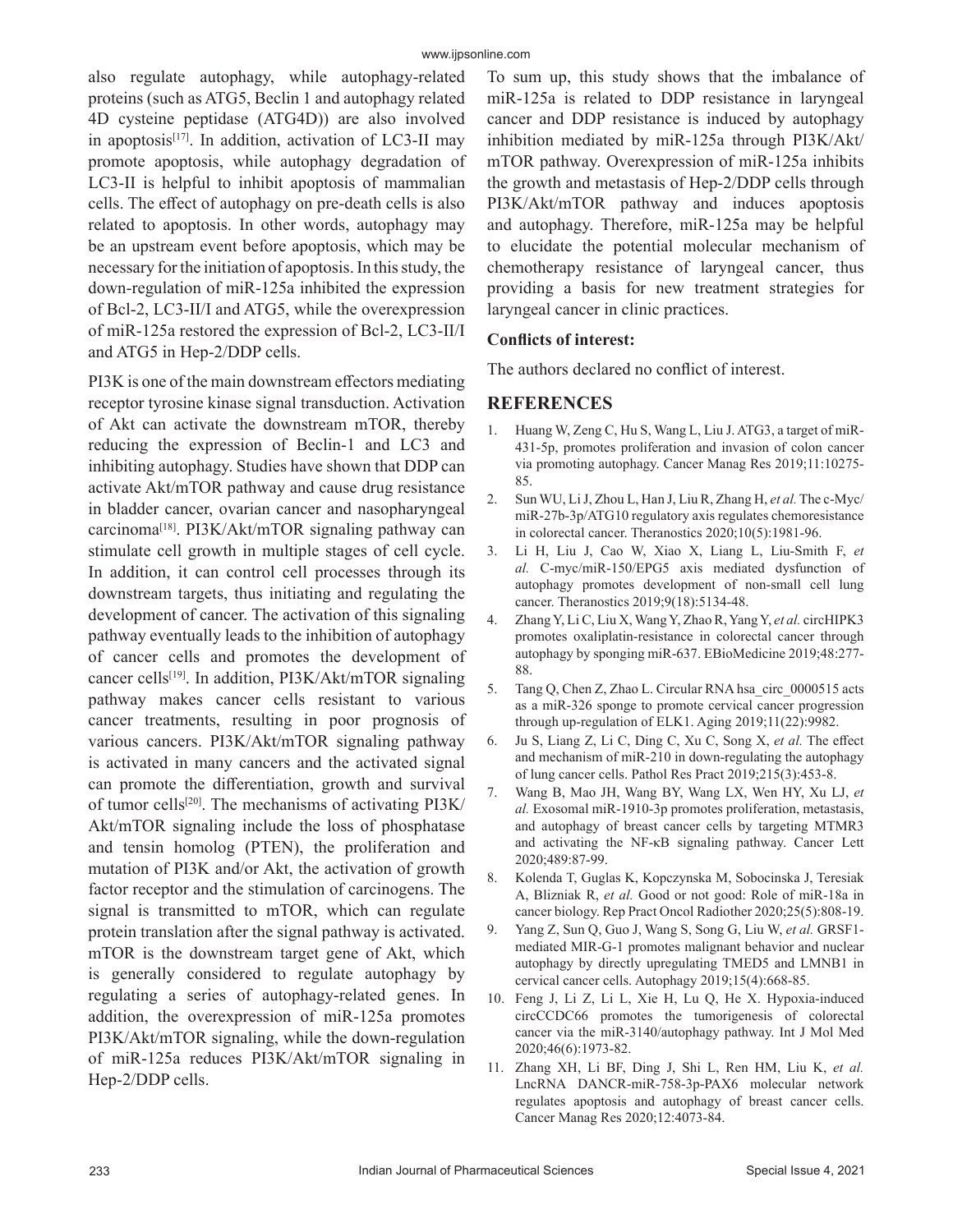also regulate autophagy, while autophagy-related proteins (such as ATG5, Beclin 1 and autophagy related 4D cysteine peptidase (ATG4D)) are also involved in apoptosis[17]. In addition, activation of LC3-II may promote apoptosis, while autophagy degradation of LC3-II is helpful to inhibit apoptosis of mammalian cells. The effect of autophagy on pre-death cells is also related to apoptosis. In other words, autophagy may be an upstream event before apoptosis, which may be necessary for the initiation of apoptosis. In this study, the down-regulation of miR-125a inhibited the expression of Bcl-2, LC3-II/I and ATG5, while the overexpression of miR-125a restored the expression of Bcl-2, LC3-II/I and ATG5 in Hep-2/DDP cells.

PI3K is one of the main downstream effectors mediating receptor tyrosine kinase signal transduction. Activation of Akt can activate the downstream mTOR, thereby reducing the expression of Beclin-1 and LC3 and inhibiting autophagy. Studies have shown that DDP can activate Akt/mTOR pathway and cause drug resistance in bladder cancer, ovarian cancer and nasopharyngeal carcinoma[18]. PI3K/Akt/mTOR signaling pathway can stimulate cell growth in multiple stages of cell cycle. In addition, it can control cell processes through its downstream targets, thus initiating and regulating the development of cancer. The activation of this signaling pathway eventually leads to the inhibition of autophagy of cancer cells and promotes the development of cancer cells[19]. In addition, PI3K/Akt/mTOR signaling pathway makes cancer cells resistant to various cancer treatments, resulting in poor prognosis of various cancers. PI3K/Akt/mTOR signaling pathway is activated in many cancers and the activated signal can promote the differentiation, growth and survival of tumor cells[20]. The mechanisms of activating PI3K/Akt/mTOR signaling include the loss of phosphatase and tensin homolog (PTEN), the proliferation and mutation of PI3K and/or Akt, the activation of growth factor receptor and the stimulation of carcinogens. The signal is transmitted to mTOR, which can regulate protein translation after the signal pathway is activated. mTOR is the downstream target gene of Akt, which is generally considered to regulate autophagy by regulating a series of autophagy-related genes. In addition, the overexpression of miR-125a promotes PI3K/Akt/mTOR signaling, while the down-regulation of miR-125a reduces PI3K/Akt/mTOR signaling in Hep-2/DDP cells.

To sum up, this study shows that the imbalance of miR-125a is related to DDP resistance in laryngeal cancer and DDP resistance is induced by autophagy inhibition mediated by miR-125a through PI3K/Akt/mTOR pathway. Overexpression of miR-125a inhibits the growth and metastasis of Hep-2/DDP cells through PI3K/Akt/mTOR pathway and induces apoptosis and autophagy. Therefore, miR-125a may be helpful to elucidate the potential molecular mechanism of chemotherapy resistance of laryngeal cancer, thus providing a basis for new treatment strategies for laryngeal cancer in clinic practices.

**Conflicts of interest:**

The authors declared no conflict of interest.

## REFERENCES

1. Huang W, Zeng C, Hu S, Wang L, Liu J. ATG3, a target of miR-431-5p, promotes proliferation and invasion of colon cancer via promoting autophagy. Cancer Manag Res 2019;11:10275-85.
2. Sun WU, Li J, Zhou L, Han J, Liu R, Zhang H, *et al.* The c-Myc/miR-27b-3p/ATG10 regulatory axis regulates chemoresistance in colorectal cancer. Theranostics 2020;10(5):1981-96.
3. Li H, Liu J, Cao W, Xiao X, Liang L, Liu-Smith F, *et al.* C-myc/miR-150/EPG5 axis mediated dysfunction of autophagy promotes development of non-small cell lung cancer. Theranostics 2019;9(18):5134-48.
4. Zhang Y, Li C, Liu X, Wang Y, Zhao R, Yang Y, *et al.* circHIPK3 promotes oxaliplatin-resistance in colorectal cancer through autophagy by sponging miR-637. EBioMedicine 2019;48:277-88.
5. Tang Q, Chen Z, Zhao L. Circular RNA hsa_circ_0000515 acts as a miR-326 sponge to promote cervical cancer progression through up-regulation of ELK1. Aging 2019;11(22):9982.
6. Ju S, Liang Z, Li C, Ding C, Xu C, Song X, *et al.* The effect and mechanism of miR-210 in down-regulating the autophagy of lung cancer cells. Pathol Res Pract 2019;215(3):453-8.
7. Wang B, Mao JH, Wang BY, Wang LX, Wen HY, Xu LJ, *et al.* Exosomal miR-1910-3p promotes proliferation, metastasis, and autophagy of breast cancer cells by targeting MTMR3 and activating the NF-κB signaling pathway. Cancer Lett 2020;489:87-99.
8. Kolenda T, Guglas K, Kopczynska M, Sobocinska J, Teresiak A, Blizniak R, *et al.* Good or not good: Role of miR-18a in cancer biology. Rep Pract Oncol Radiother 2020;25(5):808-19.
9. Yang Z, Sun Q, Guo J, Wang S, Song G, Liu W, *et al.* GRSF1-mediated MIR-G-1 promotes malignant behavior and nuclear autophagy by directly upregulating TMED5 and LMNB1 in cervical cancer cells. Autophagy 2019;15(4):668-85.
10. Feng J, Li Z, Li L, Xie H, Lu Q, He X. Hypoxia-induced circCCDC66 promotes the tumorigenesis of colorectal cancer via the miR-3140/autophagy pathway. Int J Mol Med 2020;46(6):1973-82.
11. Zhang XH, Li BF, Ding J, Shi L, Ren HM, Liu K, *et al.* LncRNA DANCR-miR-758-3p-PAX6 molecular network regulates apoptosis and autophagy of breast cancer cells. Cancer Manag Res 2020;12:4073-84.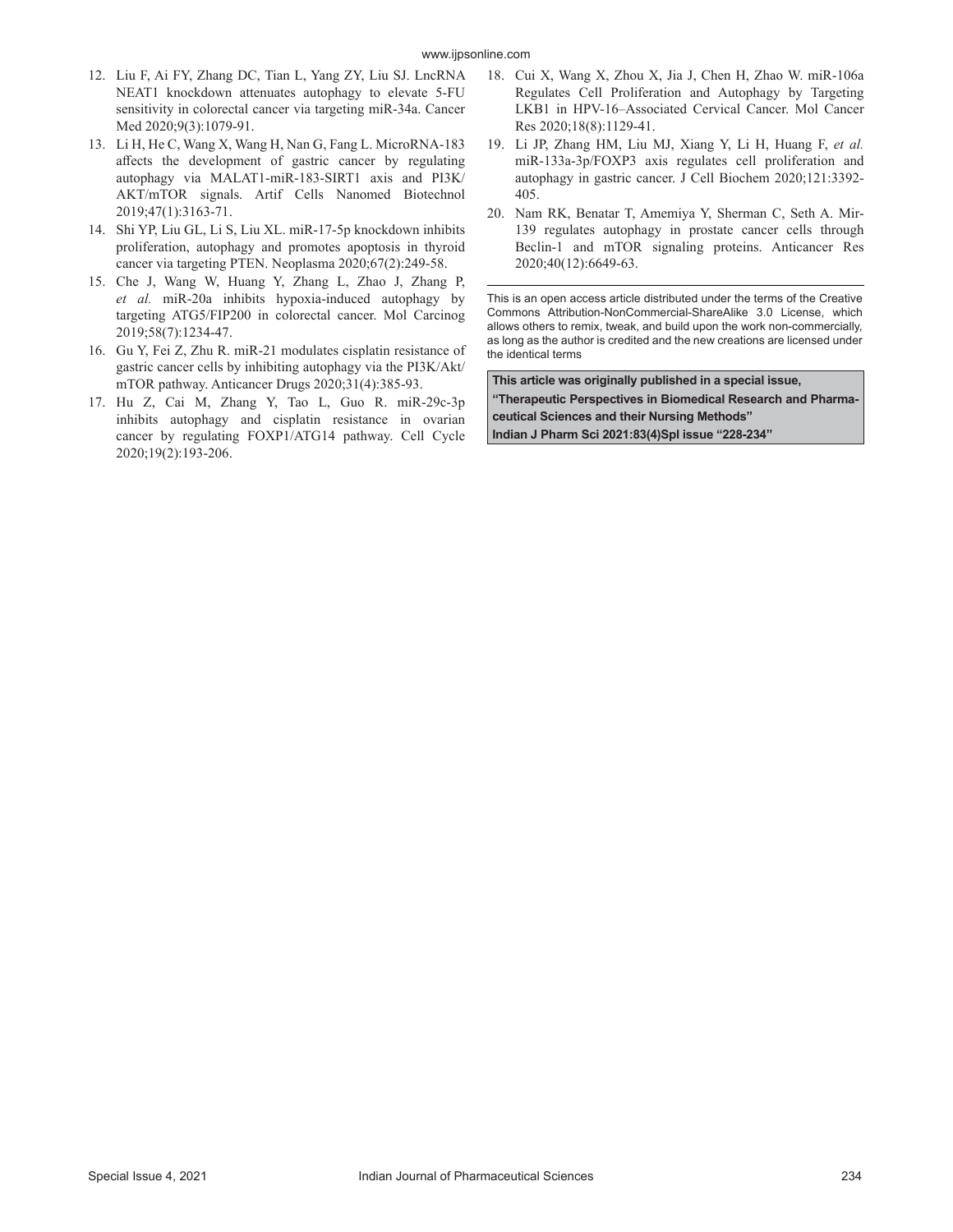12. Liu F, Ai FY, Zhang DC, Tian L, Yang ZY, Liu SJ. LncRNA NEAT1 knockdown attenuates autophagy to elevate 5-FU sensitivity in colorectal cancer via targeting miR-34a. Cancer Med 2020;9(3):1079-91.
13. Li H, He C, Wang X, Wang H, Nan G, Fang L. MicroRNA-183 affects the development of gastric cancer by regulating autophagy via MALAT1-miR-183-SIRT1 axis and PI3K/AKT/mTOR signals. Artif Cells Nanomed Biotechnol 2019;47(1):3163-71.
14. Shi YP, Liu GL, Li S, Liu XL. miR-17-5p knockdown inhibits proliferation, autophagy and promotes apoptosis in thyroid cancer via targeting PTEN. Neoplasma 2020;67(2):249-58.
15. Che J, Wang W, Huang Y, Zhang L, Zhao J, Zhang P, *et al.* miR-20a inhibits hypoxia-induced autophagy by targeting ATG5/FIP200 in colorectal cancer. Mol Carcinog 2019;58(7):1234-47.
16. Gu Y, Fei Z, Zhu R. miR-21 modulates cisplatin resistance of gastric cancer cells by inhibiting autophagy via the PI3K/Akt/mTOR pathway. Anticancer Drugs 2020;31(4):385-93.
17. Hu Z, Cai M, Zhang Y, Tao L, Guo R. miR-29c-3p inhibits autophagy and cisplatin resistance in ovarian cancer by regulating FOXP1/ATG14 pathway. Cell Cycle 2020;19(2):193-206.
18. Cui X, Wang X, Zhou X, Jia J, Chen H, Zhao W. miR-106a Regulates Cell Proliferation and Autophagy by Targeting LKB1 in HPV-16–Associated Cervical Cancer. Mol Cancer Res 2020;18(8):1129-41.
19. Li JP, Zhang HM, Liu MJ, Xiang Y, Li H, Huang F, *et al.* miR-133a-3p/FOXP3 axis regulates cell proliferation and autophagy in gastric cancer. J Cell Biochem 2020;121:3392-405.
20. Nam RK, Benatar T, Amemiya Y, Sherman C, Seth A. Mir-139 regulates autophagy in prostate cancer cells through Beclin-1 and mTOR signaling proteins. Anticancer Res 2020;40(12):6649-63.

This is an open access article distributed under the terms of the Creative Commons Attribution-NonCommercial-ShareAlike 3.0 License, which allows others to remix, tweak, and build upon the work non-commercially, as long as the author is credited and the new creations are licensed under the identical terms

**This article was originally published in a special issue, "Therapeutic Perspectives in Biomedical Research and Pharmaceutical Sciences and their Nursing Methods" Indian J Pharm Sci 2021:83(4)Spl issue "228-234"**